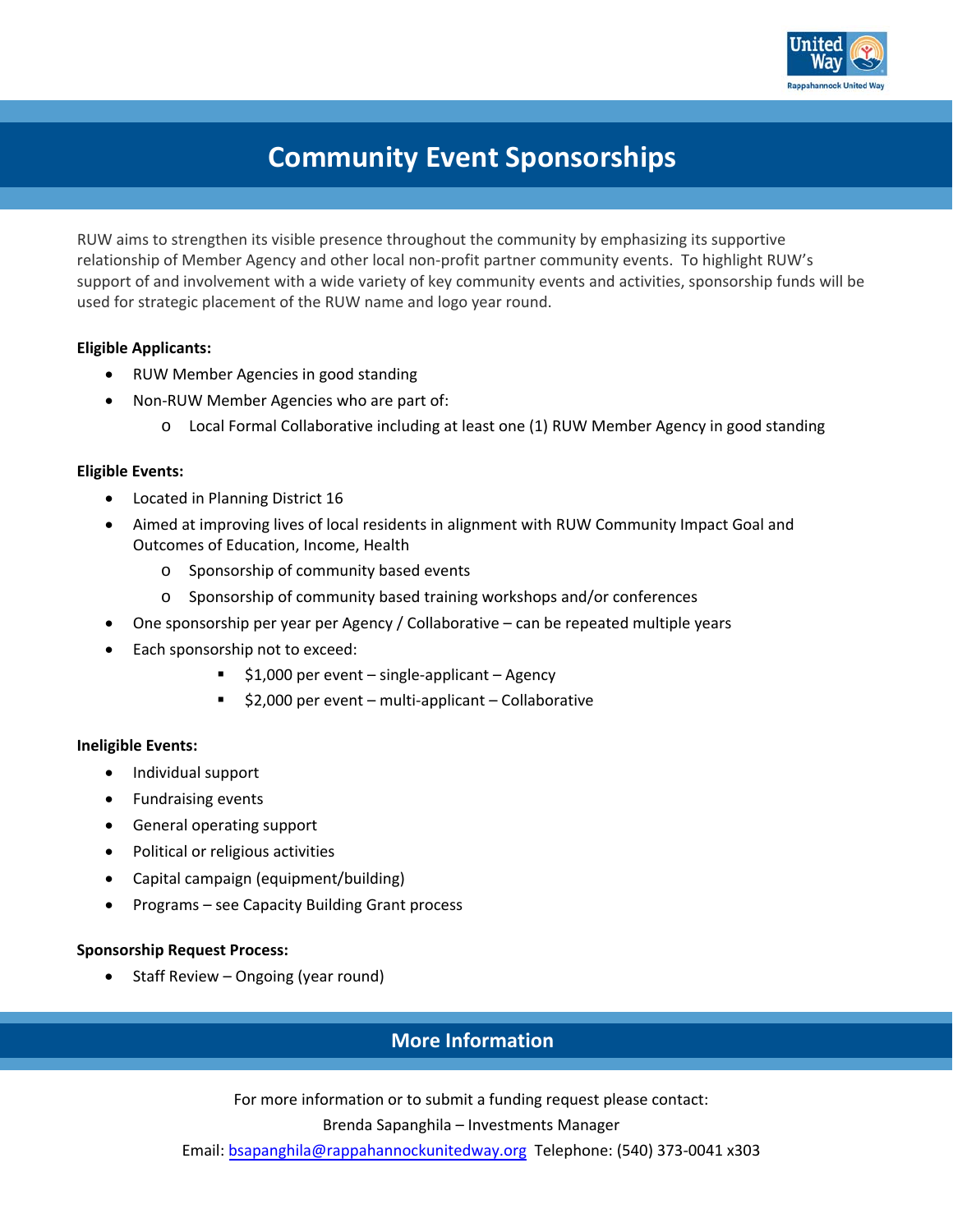# Community Event Sponsorships

RUW aims to strengthen its visible presence throughout the community by emphasizing its supportive relationship of Member Agency and other local non-profit partner community events. To highlight RUW's support of and involvement with a wide variety of key community events and activities, sponsorship funds will be used for strategic placement of the RUW name and logo year round.

**Eligible Applicants:**

- RUW Member Agencies in good standing
- Non-RUW Member Agencies who are part of:
  - Local Formal Collaborative including at least one (1) RUW Member Agency in good standing

**Eligible Events:**

- Located in Planning District 16
- Aimed at improving lives of local residents in alignment with RUW Community Impact Goal and Outcomes of Education, Income, Health
  - Sponsorship of community based events
  - Sponsorship of community based training workshops and/or conferences
- One sponsorship per year per Agency / Collaborative – can be repeated multiple years
- Each sponsorship not to exceed:
  - $1,000 per event – single-applicant – Agency
  - $2,000 per event – multi-applicant – Collaborative

**Ineligible Events:**

- Individual support
- Fundraising events
- General operating support
- Political or religious activities
- Capital campaign (equipment/building)
- Programs – see Capacity Building Grant process

**Sponsorship Request Process:**

- Staff Review – Ongoing (year round)

## More Information

For more information or to submit a funding request please contact:

Brenda Sapanghila – Investments Manager

Email: bsapanghila@rappahannockunitedway.org Telephone: (540) 373-0041 x303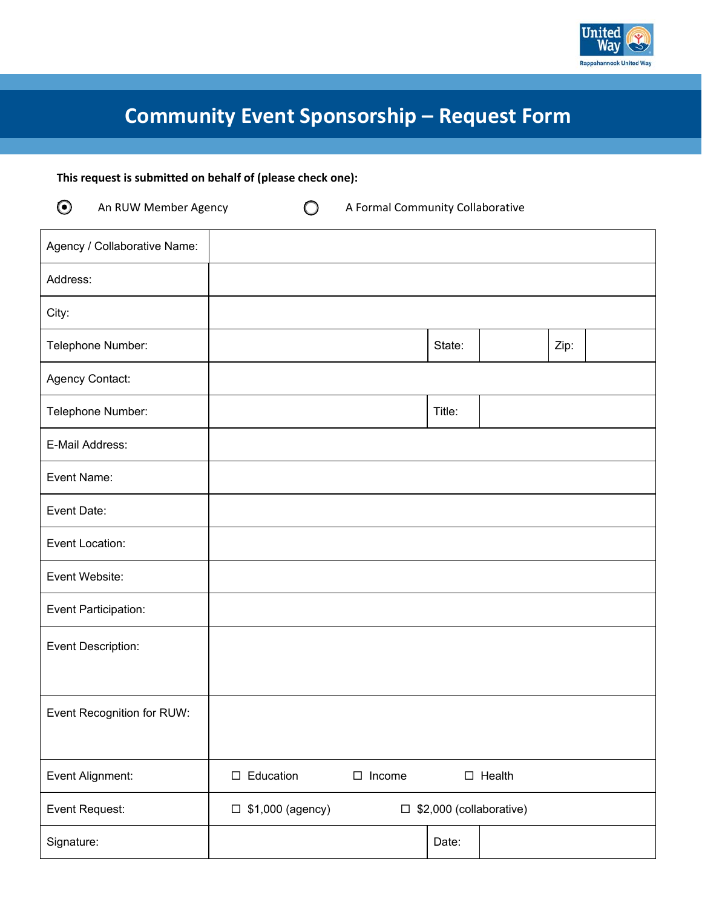# Community Event Sponsorship – Request Form

**This request is submitted on behalf of (please check one):**

◉ An RUW Member Agency ◯ A Formal Community Collaborative

| | | | | | |
|---|---|---|---|---|---|
| Agency / Collaborative Name: | | | | | |
| Address: | | | | | |
| City: | | | | | |
| Telephone Number: | | State: | | Zip: | |
| Agency Contact: | | | | | |
| Telephone Number: | | Title: | | | |
| E-Mail Address: | | | | | |
| Event Name: | | | | | |
| Event Date: | | | | | |
| Event Location: | | | | | |
| Event Website: | | | | | |
| Event Participation: | | | | | |
| Event Description: | | | | | |
| Event Recognition for RUW: | | | | | |
| Event Alignment: | ☐ Education ☐ Income ☐ Health | | | | |
| Event Request: | ☐ $1,000 (agency) ☐ $2,000 (collaborative) | | | | |
| Signature: | | Date: | | | |